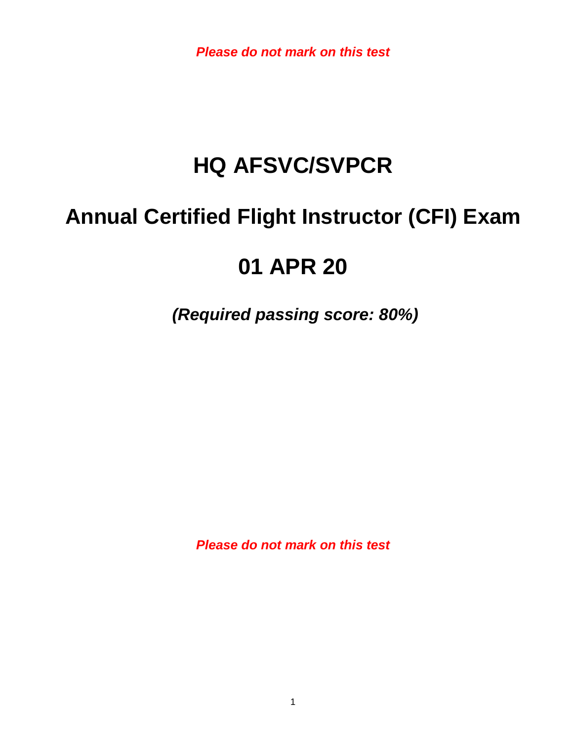*Please do not mark on this test*

# HQ AFSVC/SVPCR

# Annual Certified Flight Instructor (CFI) Exam

# 01 APR 20

***(Required passing score: 80%)***

*Please do not mark on this test*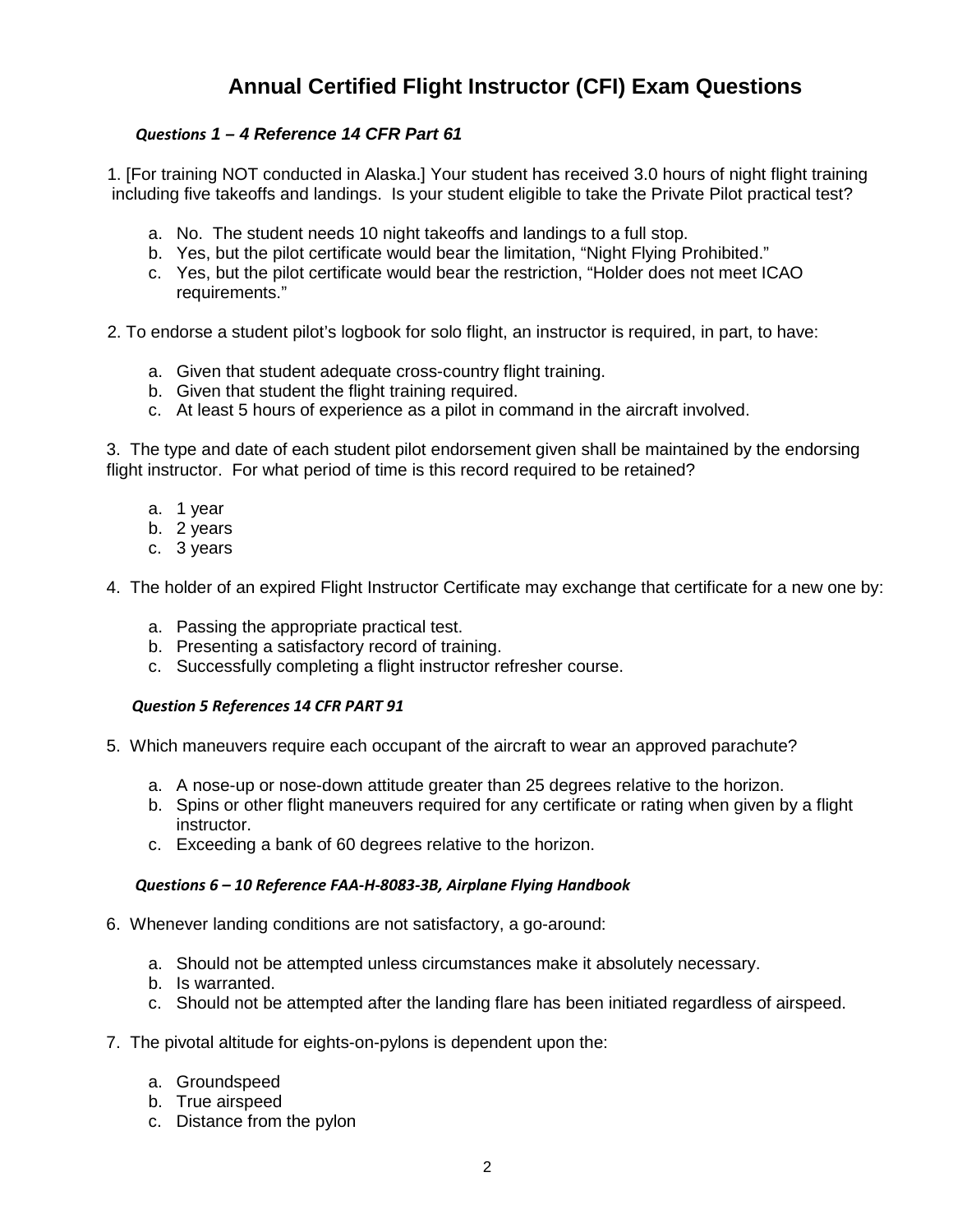# Annual Certified Flight Instructor (CFI) Exam Questions

***Questions 1 – 4 Reference 14 CFR Part 61***

1. [For training NOT conducted in Alaska.] Your student has received 3.0 hours of night flight training including five takeoffs and landings. Is your student eligible to take the Private Pilot practical test?

   a. No. The student needs 10 night takeoffs and landings to a full stop.
   b. Yes, but the pilot certificate would bear the limitation, "Night Flying Prohibited."
   c. Yes, but the pilot certificate would bear the restriction, "Holder does not meet ICAO requirements."

2. To endorse a student pilot's logbook for solo flight, an instructor is required, in part, to have:

   a. Given that student adequate cross-country flight training.
   b. Given that student the flight training required.
   c. At least 5 hours of experience as a pilot in command in the aircraft involved.

3. The type and date of each student pilot endorsement given shall be maintained by the endorsing flight instructor. For what period of time is this record required to be retained?

   a. 1 year
   b. 2 years
   c. 3 years

4. The holder of an expired Flight Instructor Certificate may exchange that certificate for a new one by:

   a. Passing the appropriate practical test.
   b. Presenting a satisfactory record of training.
   c. Successfully completing a flight instructor refresher course.

***Question 5 References 14 CFR PART 91***

5. Which maneuvers require each occupant of the aircraft to wear an approved parachute?

   a. A nose-up or nose-down attitude greater than 25 degrees relative to the horizon.
   b. Spins or other flight maneuvers required for any certificate or rating when given by a flight instructor.
   c. Exceeding a bank of 60 degrees relative to the horizon.

***Questions 6 – 10 Reference FAA-H-8083-3B, Airplane Flying Handbook***

6. Whenever landing conditions are not satisfactory, a go-around:

   a. Should not be attempted unless circumstances make it absolutely necessary.
   b. Is warranted.
   c. Should not be attempted after the landing flare has been initiated regardless of airspeed.

7. The pivotal altitude for eights-on-pylons is dependent upon the:

   a. Groundspeed
   b. True airspeed
   c. Distance from the pylon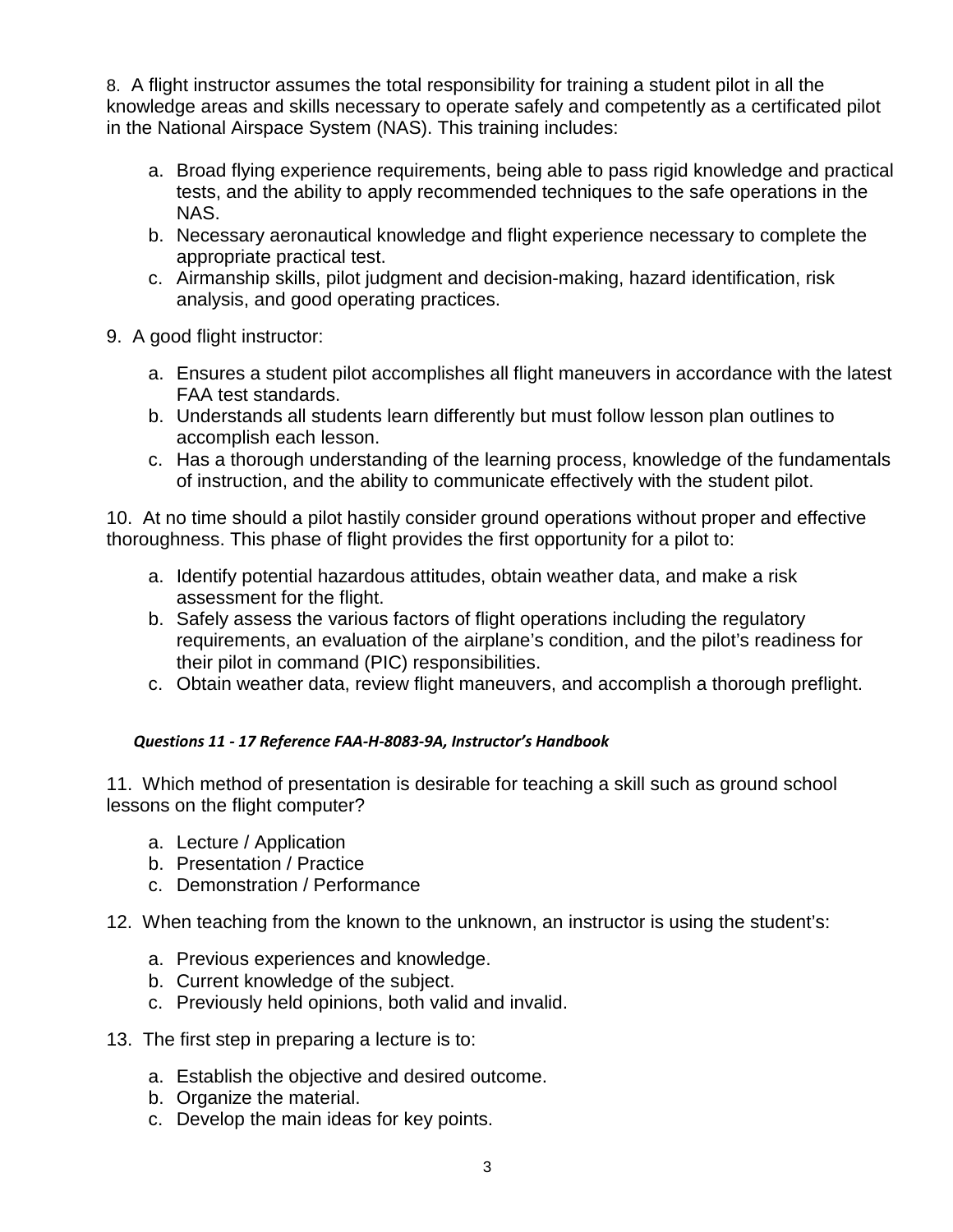8. A flight instructor assumes the total responsibility for training a student pilot in all the knowledge areas and skills necessary to operate safely and competently as a certificated pilot in the National Airspace System (NAS). This training includes:

a. Broad flying experience requirements, being able to pass rigid knowledge and practical tests, and the ability to apply recommended techniques to the safe operations in the NAS.
b. Necessary aeronautical knowledge and flight experience necessary to complete the appropriate practical test.
c. Airmanship skills, pilot judgment and decision-making, hazard identification, risk analysis, and good operating practices.

9. A good flight instructor:

a. Ensures a student pilot accomplishes all flight maneuvers in accordance with the latest FAA test standards.
b. Understands all students learn differently but must follow lesson plan outlines to accomplish each lesson.
c. Has a thorough understanding of the learning process, knowledge of the fundamentals of instruction, and the ability to communicate effectively with the student pilot.

10. At no time should a pilot hastily consider ground operations without proper and effective thoroughness. This phase of flight provides the first opportunity for a pilot to:

a. Identify potential hazardous attitudes, obtain weather data, and make a risk assessment for the flight.
b. Safely assess the various factors of flight operations including the regulatory requirements, an evaluation of the airplane's condition, and the pilot's readiness for their pilot in command (PIC) responsibilities.
c. Obtain weather data, review flight maneuvers, and accomplish a thorough preflight.

***Questions 11 - 17 Reference FAA-H-8083-9A, Instructor's Handbook***

11. Which method of presentation is desirable for teaching a skill such as ground school lessons on the flight computer?

a. Lecture / Application
b. Presentation / Practice
c. Demonstration / Performance

12. When teaching from the known to the unknown, an instructor is using the student's:

a. Previous experiences and knowledge.
b. Current knowledge of the subject.
c. Previously held opinions, both valid and invalid.

13. The first step in preparing a lecture is to:

a. Establish the objective and desired outcome.
b. Organize the material.
c. Develop the main ideas for key points.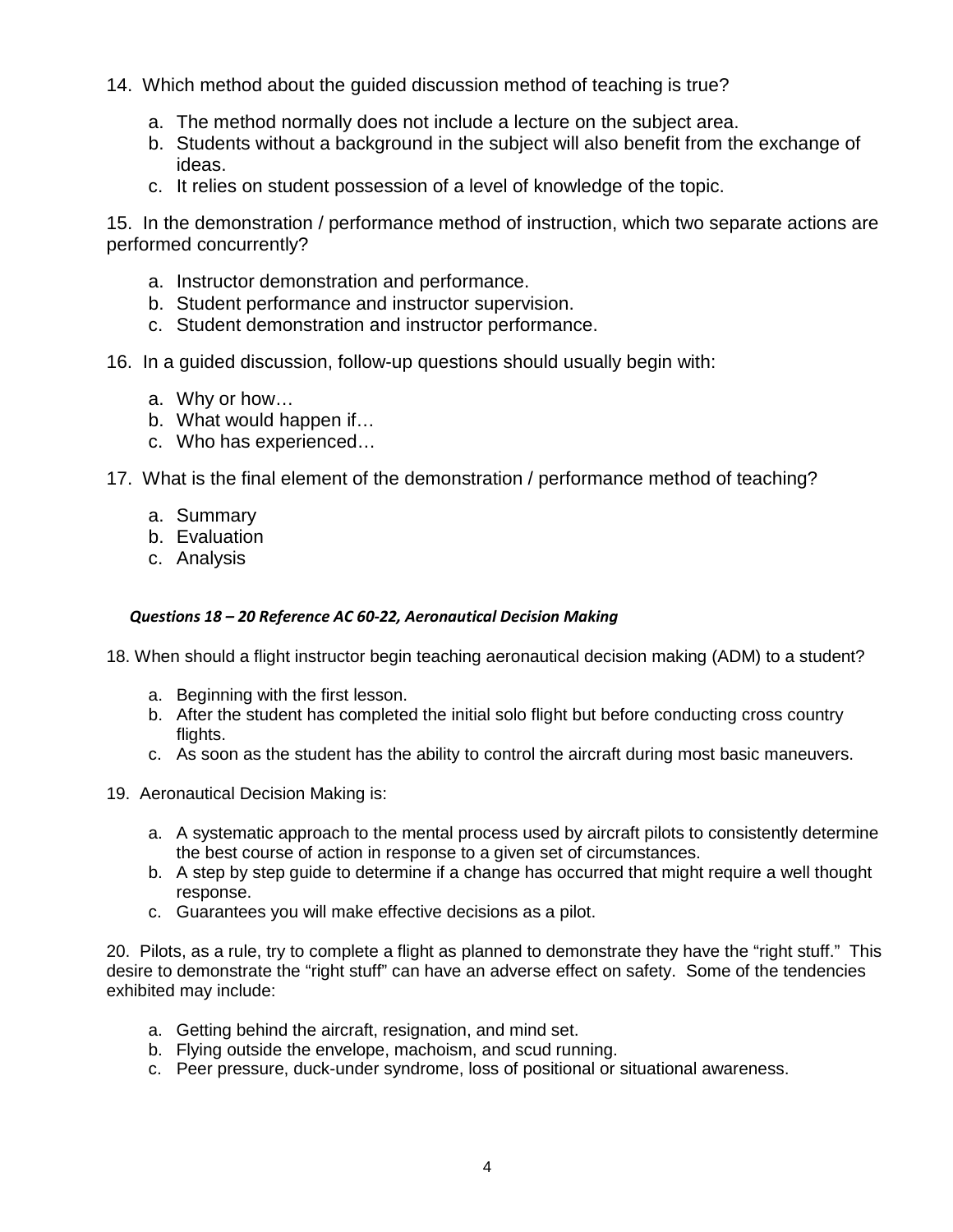14. Which method about the guided discussion method of teaching is true?

    a. The method normally does not include a lecture on the subject area.
    b. Students without a background in the subject will also benefit from the exchange of ideas.
    c. It relies on student possession of a level of knowledge of the topic.

15. In the demonstration / performance method of instruction, which two separate actions are performed concurrently?

    a. Instructor demonstration and performance.
    b. Student performance and instructor supervision.
    c. Student demonstration and instructor performance.

16. In a guided discussion, follow-up questions should usually begin with:

    a. Why or how…
    b. What would happen if…
    c. Who has experienced…

17. What is the final element of the demonstration / performance method of teaching?

    a. Summary
    b. Evaluation
    c. Analysis

***Questions 18 – 20 Reference AC 60-22, Aeronautical Decision Making***

18. When should a flight instructor begin teaching aeronautical decision making (ADM) to a student?

    a. Beginning with the first lesson.
    b. After the student has completed the initial solo flight but before conducting cross country flights.
    c. As soon as the student has the ability to control the aircraft during most basic maneuvers.

19. Aeronautical Decision Making is:

    a. A systematic approach to the mental process used by aircraft pilots to consistently determine the best course of action in response to a given set of circumstances.
    b. A step by step guide to determine if a change has occurred that might require a well thought response.
    c. Guarantees you will make effective decisions as a pilot.

20. Pilots, as a rule, try to complete a flight as planned to demonstrate they have the "right stuff." This desire to demonstrate the "right stuff" can have an adverse effect on safety. Some of the tendencies exhibited may include:

    a. Getting behind the aircraft, resignation, and mind set.
    b. Flying outside the envelope, machoism, and scud running.
    c. Peer pressure, duck-under syndrome, loss of positional or situational awareness.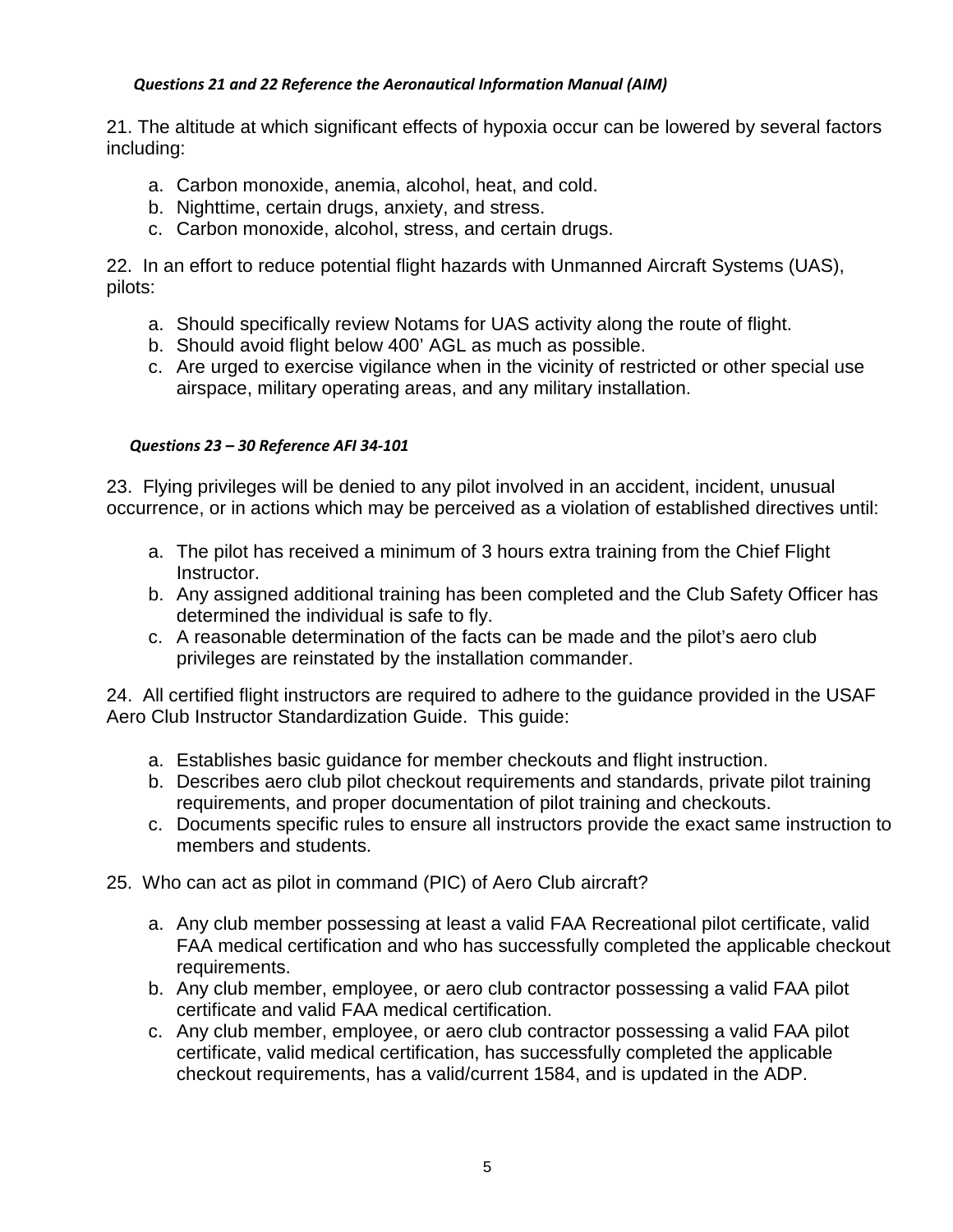***Questions 21 and 22 Reference the Aeronautical Information Manual (AIM)***

21. The altitude at which significant effects of hypoxia occur can be lowered by several factors including:

   a. Carbon monoxide, anemia, alcohol, heat, and cold.
   b. Nighttime, certain drugs, anxiety, and stress.
   c. Carbon monoxide, alcohol, stress, and certain drugs.

22. In an effort to reduce potential flight hazards with Unmanned Aircraft Systems (UAS), pilots:

   a. Should specifically review Notams for UAS activity along the route of flight.
   b. Should avoid flight below 400' AGL as much as possible.
   c. Are urged to exercise vigilance when in the vicinity of restricted or other special use airspace, military operating areas, and any military installation.

***Questions 23 – 30 Reference AFI 34-101***

23. Flying privileges will be denied to any pilot involved in an accident, incident, unusual occurrence, or in actions which may be perceived as a violation of established directives until:

   a. The pilot has received a minimum of 3 hours extra training from the Chief Flight Instructor.
   b. Any assigned additional training has been completed and the Club Safety Officer has determined the individual is safe to fly.
   c. A reasonable determination of the facts can be made and the pilot's aero club privileges are reinstated by the installation commander.

24. All certified flight instructors are required to adhere to the guidance provided in the USAF Aero Club Instructor Standardization Guide. This guide:

   a. Establishes basic guidance for member checkouts and flight instruction.
   b. Describes aero club pilot checkout requirements and standards, private pilot training requirements, and proper documentation of pilot training and checkouts.
   c. Documents specific rules to ensure all instructors provide the exact same instruction to members and students.

25. Who can act as pilot in command (PIC) of Aero Club aircraft?

   a. Any club member possessing at least a valid FAA Recreational pilot certificate, valid FAA medical certification and who has successfully completed the applicable checkout requirements.
   b. Any club member, employee, or aero club contractor possessing a valid FAA pilot certificate and valid FAA medical certification.
   c. Any club member, employee, or aero club contractor possessing a valid FAA pilot certificate, valid medical certification, has successfully completed the applicable checkout requirements, has a valid/current 1584, and is updated in the ADP.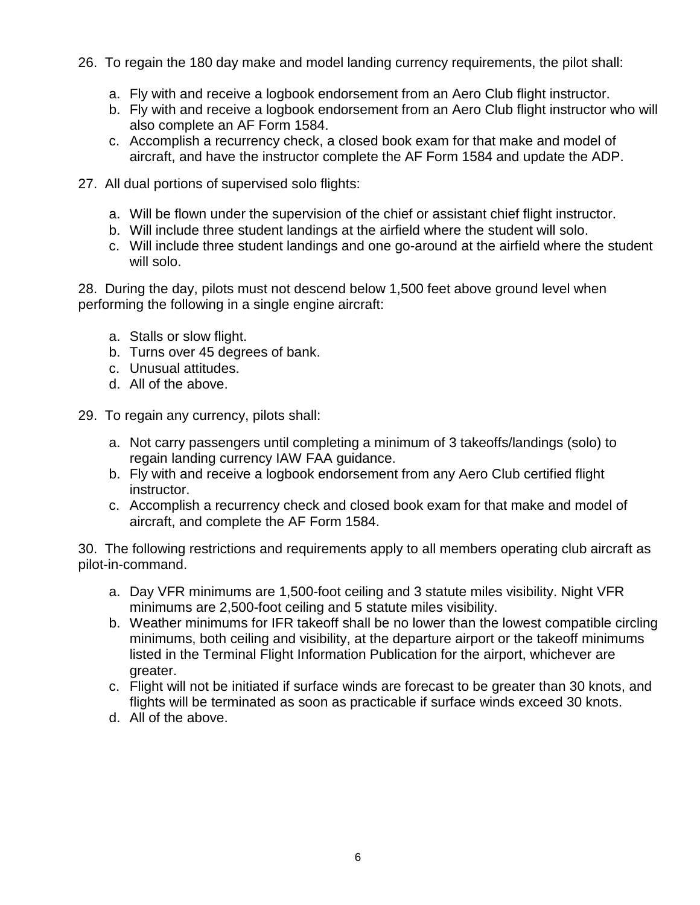26. To regain the 180 day make and model landing currency requirements, the pilot shall:

    a. Fly with and receive a logbook endorsement from an Aero Club flight instructor.
    b. Fly with and receive a logbook endorsement from an Aero Club flight instructor who will also complete an AF Form 1584.
    c. Accomplish a recurrency check, a closed book exam for that make and model of aircraft, and have the instructor complete the AF Form 1584 and update the ADP.

27. All dual portions of supervised solo flights:

    a. Will be flown under the supervision of the chief or assistant chief flight instructor.
    b. Will include three student landings at the airfield where the student will solo.
    c. Will include three student landings and one go-around at the airfield where the student will solo.

28. During the day, pilots must not descend below 1,500 feet above ground level when performing the following in a single engine aircraft:

    a. Stalls or slow flight.
    b. Turns over 45 degrees of bank.
    c. Unusual attitudes.
    d. All of the above.

29. To regain any currency, pilots shall:

    a. Not carry passengers until completing a minimum of 3 takeoffs/landings (solo) to regain landing currency IAW FAA guidance.
    b. Fly with and receive a logbook endorsement from any Aero Club certified flight instructor.
    c. Accomplish a recurrency check and closed book exam for that make and model of aircraft, and complete the AF Form 1584.

30. The following restrictions and requirements apply to all members operating club aircraft as pilot-in-command.

    a. Day VFR minimums are 1,500-foot ceiling and 3 statute miles visibility. Night VFR minimums are 2,500-foot ceiling and 5 statute miles visibility.
    b. Weather minimums for IFR takeoff shall be no lower than the lowest compatible circling minimums, both ceiling and visibility, at the departure airport or the takeoff minimums listed in the Terminal Flight Information Publication for the airport, whichever are greater.
    c. Flight will not be initiated if surface winds are forecast to be greater than 30 knots, and flights will be terminated as soon as practicable if surface winds exceed 30 knots.
    d. All of the above.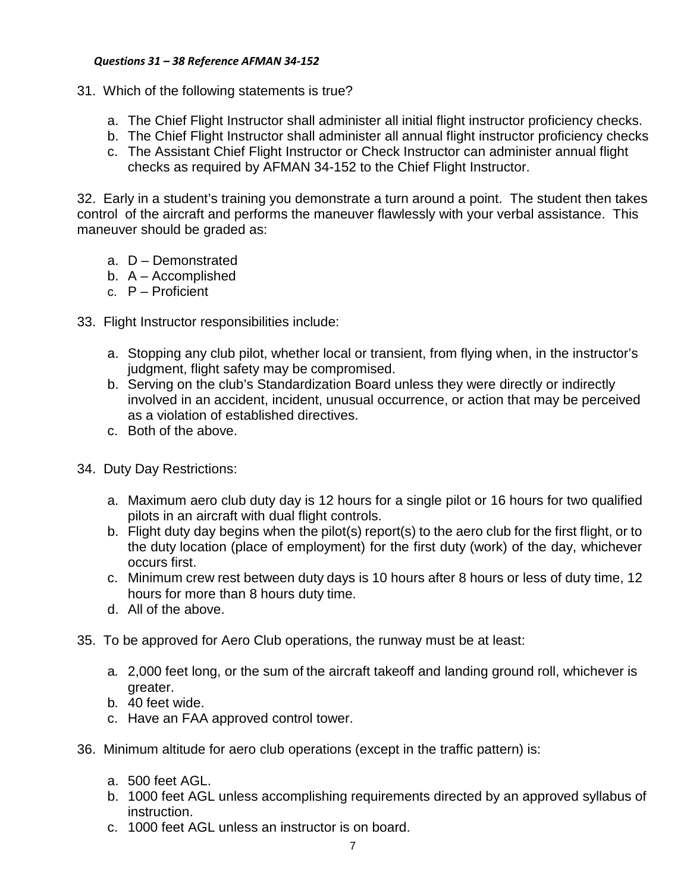***Questions 31 – 38 Reference AFMAN 34-152***

31. Which of the following statements is true?

   a. The Chief Flight Instructor shall administer all initial flight instructor proficiency checks.
   b. The Chief Flight Instructor shall administer all annual flight instructor proficiency checks
   c. The Assistant Chief Flight Instructor or Check Instructor can administer annual flight checks as required by AFMAN 34-152 to the Chief Flight Instructor.

32. Early in a student's training you demonstrate a turn around a point. The student then takes control of the aircraft and performs the maneuver flawlessly with your verbal assistance. This maneuver should be graded as:

   a. D – Demonstrated
   b. A – Accomplished
   c. P – Proficient

33. Flight Instructor responsibilities include:

   a. Stopping any club pilot, whether local or transient, from flying when, in the instructor's judgment, flight safety may be compromised.
   b. Serving on the club's Standardization Board unless they were directly or indirectly involved in an accident, incident, unusual occurrence, or action that may be perceived as a violation of established directives.
   c. Both of the above.

34. Duty Day Restrictions:

   a. Maximum aero club duty day is 12 hours for a single pilot or 16 hours for two qualified pilots in an aircraft with dual flight controls.
   b. Flight duty day begins when the pilot(s) report(s) to the aero club for the first flight, or to the duty location (place of employment) for the first duty (work) of the day, whichever occurs first.
   c. Minimum crew rest between duty days is 10 hours after 8 hours or less of duty time, 12 hours for more than 8 hours duty time.
   d. All of the above.

35. To be approved for Aero Club operations, the runway must be at least:

   a. 2,000 feet long, or the sum of the aircraft takeoff and landing ground roll, whichever is greater.
   b. 40 feet wide.
   c. Have an FAA approved control tower.

36. Minimum altitude for aero club operations (except in the traffic pattern) is:

   a. 500 feet AGL.
   b. 1000 feet AGL unless accomplishing requirements directed by an approved syllabus of instruction.
   c. 1000 feet AGL unless an instructor is on board.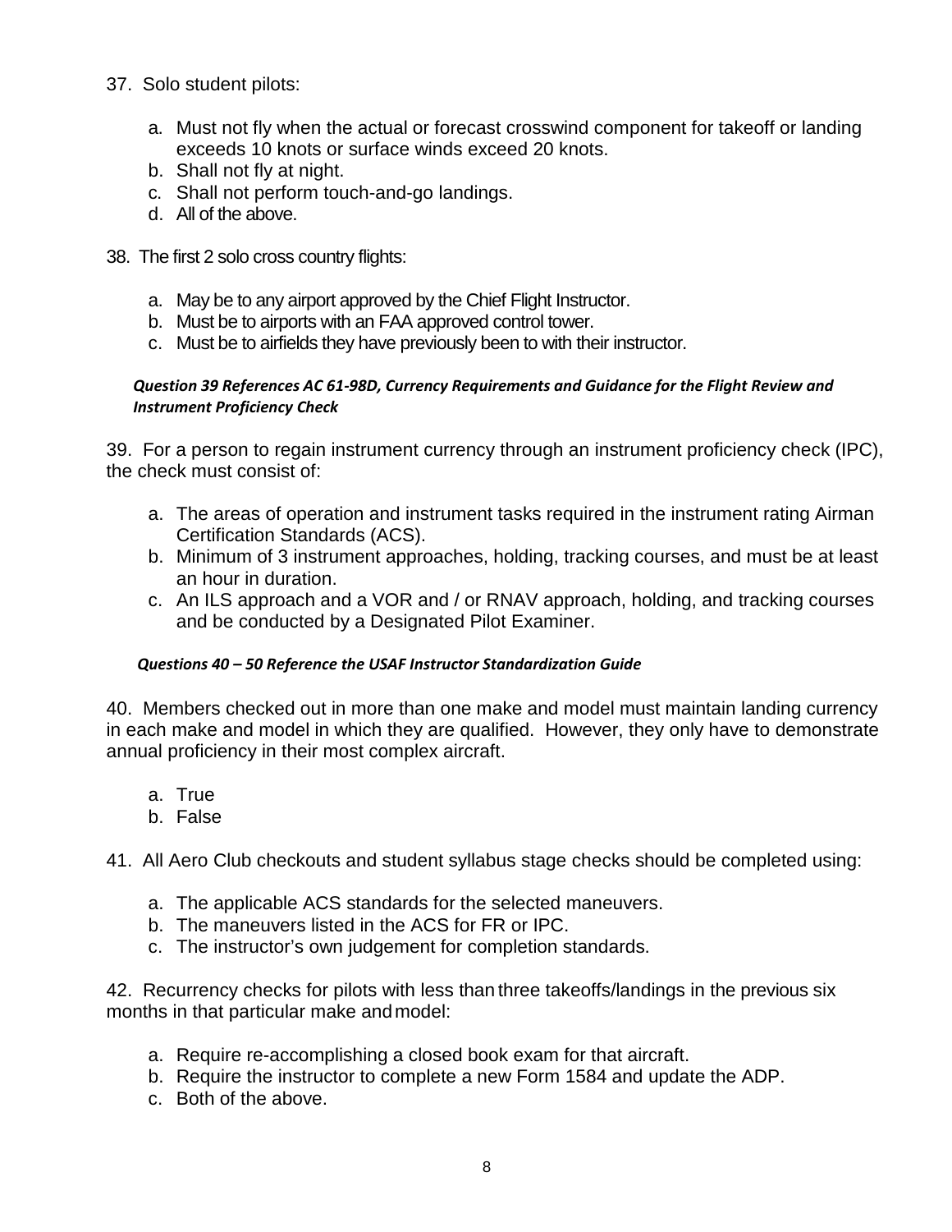37. Solo student pilots:

   a. Must not fly when the actual or forecast crosswind component for takeoff or landing exceeds 10 knots or surface winds exceed 20 knots.
   b. Shall not fly at night.
   c. Shall not perform touch-and-go landings.
   d. All of the above.

38. The first 2 solo cross country flights:

   a. May be to any airport approved by the Chief Flight Instructor.
   b. Must be to airports with an FAA approved control tower.
   c. Must be to airfields they have previously been to with their instructor.

***Question 39 References AC 61-98D, Currency Requirements and Guidance for the Flight Review and Instrument Proficiency Check***

39. For a person to regain instrument currency through an instrument proficiency check (IPC), the check must consist of:

   a. The areas of operation and instrument tasks required in the instrument rating Airman Certification Standards (ACS).
   b. Minimum of 3 instrument approaches, holding, tracking courses, and must be at least an hour in duration.
   c. An ILS approach and a VOR and / or RNAV approach, holding, and tracking courses and be conducted by a Designated Pilot Examiner.

***Questions 40 – 50 Reference the USAF Instructor Standardization Guide***

40. Members checked out in more than one make and model must maintain landing currency in each make and model in which they are qualified. However, they only have to demonstrate annual proficiency in their most complex aircraft.

   a. True
   b. False

41. All Aero Club checkouts and student syllabus stage checks should be completed using:

   a. The applicable ACS standards for the selected maneuvers.
   b. The maneuvers listed in the ACS for FR or IPC.
   c. The instructor's own judgement for completion standards.

42. Recurrency checks for pilots with less than three takeoffs/landings in the previous six months in that particular make and model:

   a. Require re-accomplishing a closed book exam for that aircraft.
   b. Require the instructor to complete a new Form 1584 and update the ADP.
   c. Both of the above.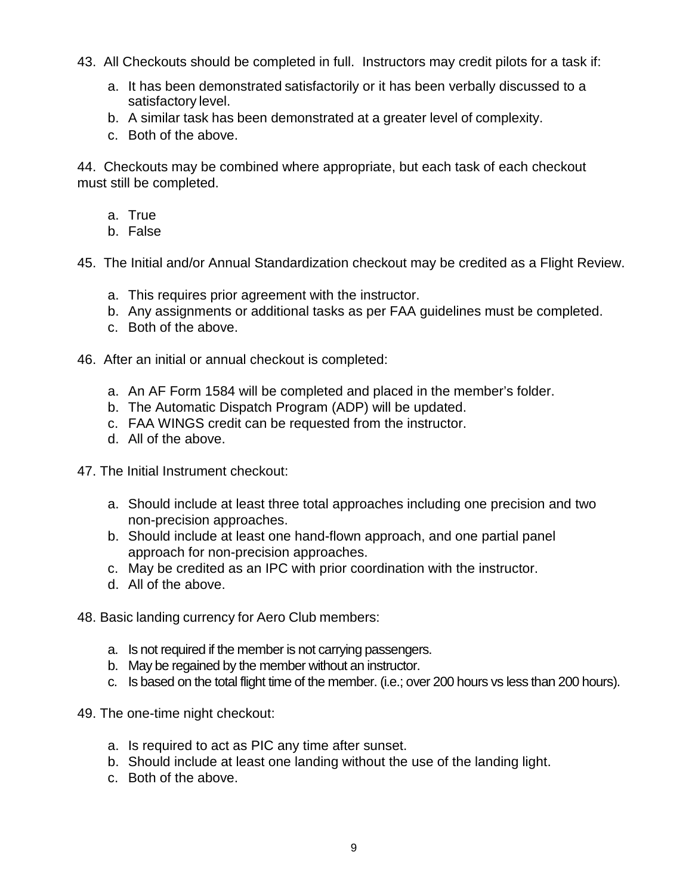43. All Checkouts should be completed in full. Instructors may credit pilots for a task if:

   a. It has been demonstrated satisfactorily or it has been verbally discussed to a satisfactory level.
   b. A similar task has been demonstrated at a greater level of complexity.
   c. Both of the above.

44. Checkouts may be combined where appropriate, but each task of each checkout must still be completed.

   a. True
   b. False

45. The Initial and/or Annual Standardization checkout may be credited as a Flight Review.

   a. This requires prior agreement with the instructor.
   b. Any assignments or additional tasks as per FAA guidelines must be completed.
   c. Both of the above.

46. After an initial or annual checkout is completed:

   a. An AF Form 1584 will be completed and placed in the member's folder.
   b. The Automatic Dispatch Program (ADP) will be updated.
   c. FAA WINGS credit can be requested from the instructor.
   d. All of the above.

47. The Initial Instrument checkout:

   a. Should include at least three total approaches including one precision and two non-precision approaches.
   b. Should include at least one hand-flown approach, and one partial panel approach for non-precision approaches.
   c. May be credited as an IPC with prior coordination with the instructor.
   d. All of the above.

48. Basic landing currency for Aero Club members:

   a. Is not required if the member is not carrying passengers.
   b. May be regained by the member without an instructor.
   c. Is based on the total flight time of the member. (i.e.; over 200 hours vs less than 200 hours).

49. The one-time night checkout:

   a. Is required to act as PIC any time after sunset.
   b. Should include at least one landing without the use of the landing light.
   c. Both of the above.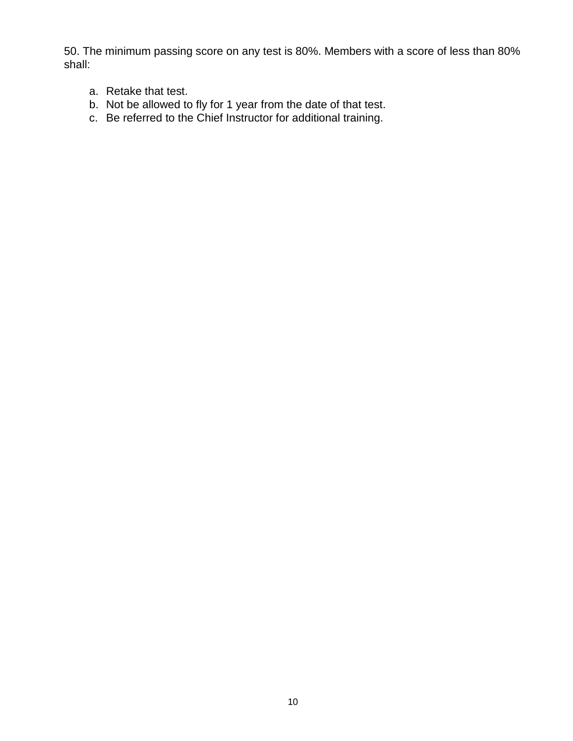50. The minimum passing score on any test is 80%. Members with a score of less than 80% shall:

a. Retake that test.
b. Not be allowed to fly for 1 year from the date of that test.
c. Be referred to the Chief Instructor for additional training.